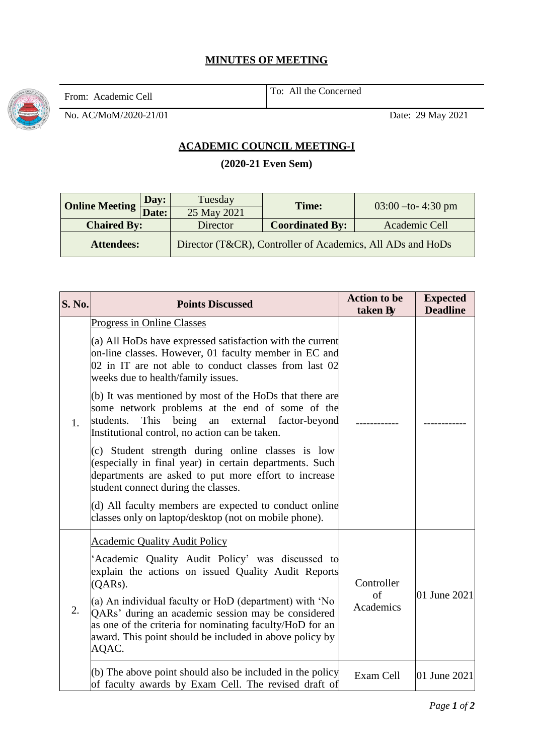# MINUTES OF MEETING

| From: Academic Cell | To: All the Concerned |
|---|---|
| No. AC/MoM/2020-21/01 | Date: 29 May 2021 |

## ACADEMIC COUNCIL MEETING-I

### (2020-21 Even Sem)

| Online Meeting | Day: | Tuesday | Time: | 03:00 –to- 4:30 pm |
|---|---|---|---|---|
| | Date: | 25 May 2021 | | |
| Chaired By: | | Director | Coordinated By: | Academic Cell |
| Attendees: | | Director (T&CR), Controller of Academics, All ADs and HoDs | | |

| S. No. | Points Discussed | Action to be taken By | Expected Deadline |
|---|---|---|---|
| 1. | Progress in Online Classes<br>(a) All HoDs have expressed satisfaction with the current on-line classes. However, 01 faculty member in EC and 02 in IT are not able to conduct classes from last 02 weeks due to health/family issues.<br>(b) It was mentioned by most of the HoDs that there are some network problems at the end of some of the students. This being an external factor-beyond Institutional control, no action can be taken.<br>(c) Student strength during online classes is low (especially in final year) in certain departments. Such departments are asked to put more effort to increase student connect during the classes.<br>(d) All faculty members are expected to conduct online classes only on laptop/desktop (not on mobile phone). | ------------ | ------------ |
| 2. | Academic Quality Audit Policy<br>'Academic Quality Audit Policy' was discussed to explain the actions on issued Quality Audit Reports (QARs).<br>(a) An individual faculty or HoD (department) with 'No QARs' during an academic session may be considered as one of the criteria for nominating faculty/HoD for an award. This point should be included in above policy by AQAC. | Controller of Academics | 01 June 2021 |
| | (b) The above point should also be included in the policy of faculty awards by Exam Cell. The revised draft of | Exam Cell | 01 June 2021 |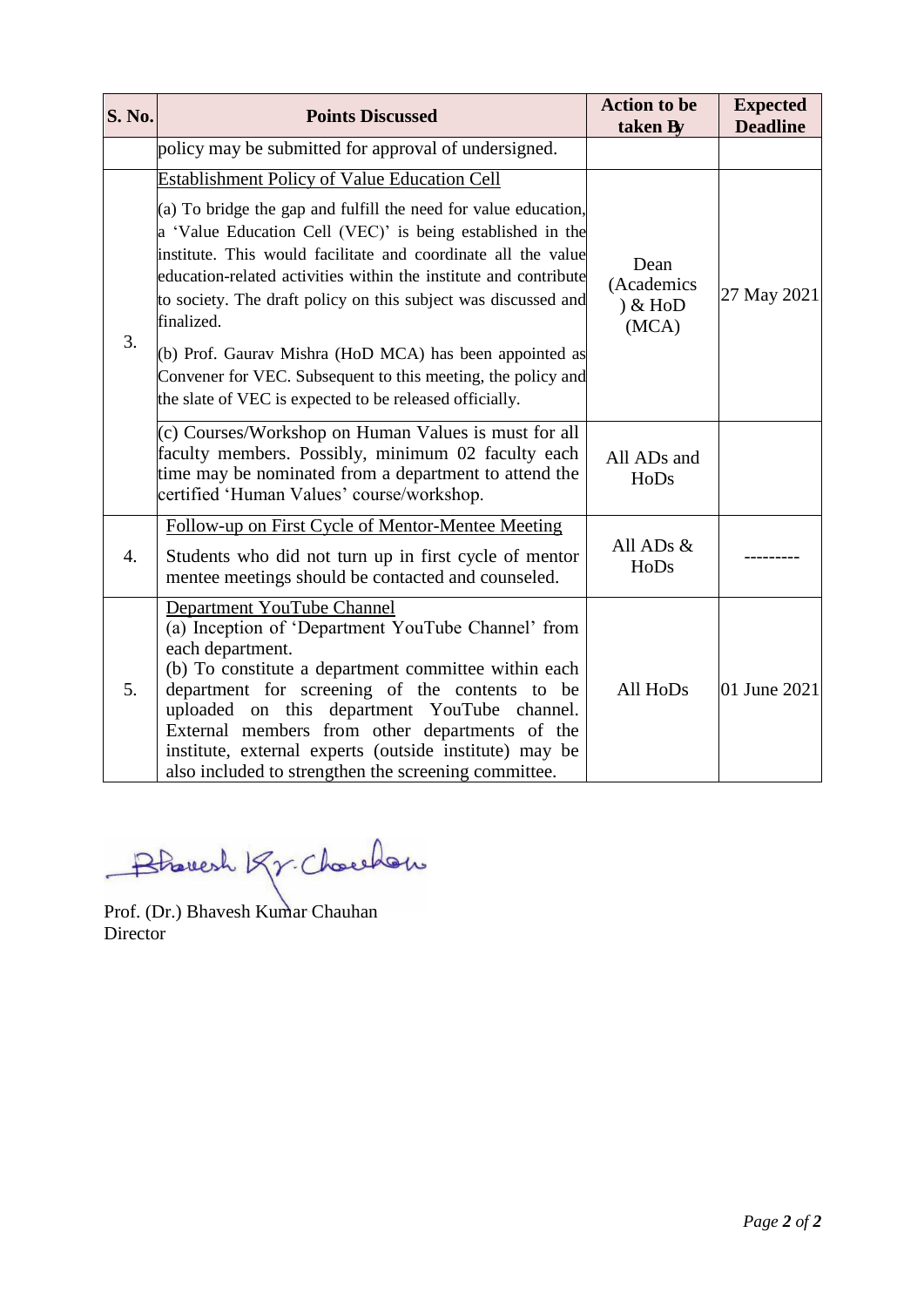| S. No. | Points Discussed | Action to be taken By | Expected Deadline |
|---|---|---|---|
| | policy may be submitted for approval of undersigned. | | |
| 3. | <u>Establishment Policy of Value Education Cell</u><br>(a) To bridge the gap and fulfill the need for value education, a 'Value Education Cell (VEC)' is being established in the institute. This would facilitate and coordinate all the value education-related activities within the institute and contribute to society. The draft policy on this subject was discussed and finalized.<br>(b) Prof. Gaurav Mishra (HoD MCA) has been appointed as Convener for VEC. Subsequent to this meeting, the policy and the slate of VEC is expected to be released officially. | Dean (Academics) & HoD (MCA) | 27 May 2021 |
| | (c) Courses/Workshop on Human Values is must for all faculty members. Possibly, minimum 02 faculty each time may be nominated from a department to attend the certified 'Human Values' course/workshop. | All ADs and HoDs | |
| 4. | <u>Follow-up on First Cycle of Mentor-Mentee Meeting</u><br>Students who did not turn up in first cycle of mentor mentee meetings should be contacted and counseled. | All ADs & HoDs | --------- |
| 5. | <u>Department YouTube Channel</u><br>(a) Inception of 'Department YouTube Channel' from each department.<br>(b) To constitute a department committee within each department for screening of the contents to be uploaded on this department YouTube channel. External members from other departments of the institute, external experts (outside institute) may be also included to strengthen the screening committee. | All HoDs | 01 June 2021 |

Prof. (Dr.) Bhavesh Kumar Chauhan
Director